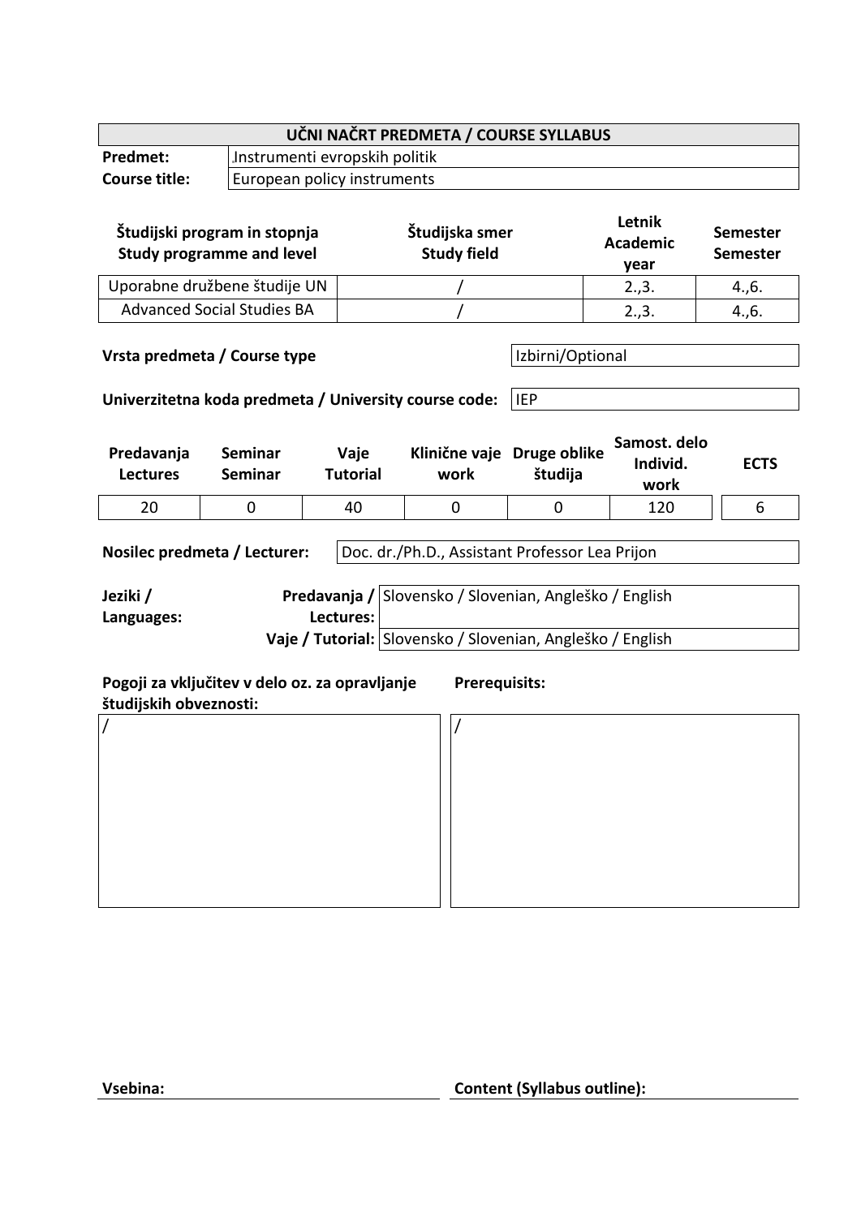| UČNI NAČRT PREDMETA / COURSE SYLLABUS | |
|---|---|
| **Predmet:** | Instrumenti evropskih politik |
| **Course title:** | European policy instruments |

| Študijski program in stopnja<br>Study programme and level | Študijska smer<br>Study field | Letnik<br>Academic year | Semester<br>Semester |
|---|---|---|---|
| Uporabne družbene študije UN | / | 2.,3. | 4.,6. |
| Advanced Social Studies BA | / | 2.,3. | 4.,6. |

| | |
|---|---|
| **Vrsta predmeta / Course type** | Izbirni/Optional |
| **Univerzitetna koda predmeta / University course code:** | IEP |

| Predavanja<br>Lectures | Seminar<br>Seminar | Vaje<br>Tutorial | Klinične vaje<br>work | Druge oblike študija | Samost. delo<br>Individ. work | ECTS |
|---|---|---|---|---|---|---|
| 20 | 0 | 40 | 0 | 0 | 120 | 6 |

| | |
|---|---|
| **Nosilec predmeta / Lecturer:** | Doc. dr./Ph.D., Assistant Professor Lea Prijon |

| **Jeziki / Languages:** | | |
|---|---|---|
| | **Predavanja / Lectures:** | Slovensko / Slovenian, Angleško / English |
| | **Vaje / Tutorial:** | Slovensko / Slovenian, Angleško / English |

| **Pogoji za vključitev v delo oz. za opravljanje študijskih obveznosti:** | **Prerequisits:** |
|---|---|
| / | / |

| **Vsebina:** | **Content (Syllabus outline):** |
|---|---|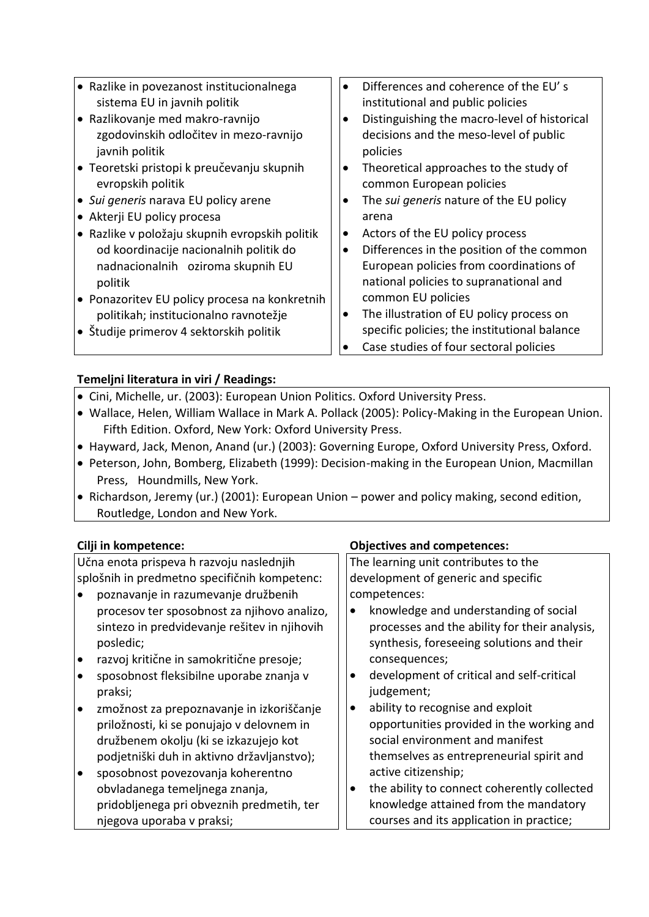| | |
|---|---|
| • Razlike in povezanost institucionalnega sistema EU in javnih politik<br>• Razlikovanje med makro-ravnijo zgodovinskih odločitev in mezo-ravnijo javnih politik<br>• Teoretski pristopi k preučevanju skupnih evropskih politik<br>• *Sui generis* narava EU policy arene<br>• Akterji EU policy procesa<br>• Razlike v položaju skupnih evropskih politik od koordinacije nacionalnih politik do nadnacionalnih oziroma skupnih EU politik<br>• Ponazoritev EU policy procesa na konkretnih politikah; institucionalno ravnotežje<br>• Študije primerov 4 sektorskih politik | • Differences and coherence of the EU' s institutional and public policies<br>• Distinguishing the macro-level of historical decisions and the meso-level of public policies<br>• Theoretical approaches to the study of common European policies<br>• The *sui generis* nature of the EU policy arena<br>• Actors of the EU policy process<br>• Differences in the position of the common European policies from coordinations of national policies to supranational and common EU policies<br>• The illustration of EU policy process on specific policies; the institutional balance<br>• Case studies of four sectoral policies |

**Temeljni literatura in viri / Readings:**

- Cini, Michelle, ur. (2003): European Union Politics. Oxford University Press.
- Wallace, Helen, William Wallace in Mark A. Pollack (2005): Policy-Making in the European Union. Fifth Edition. Oxford, New York: Oxford University Press.
- Hayward, Jack, Menon, Anand (ur.) (2003): Governing Europe, Oxford University Press, Oxford.
- Peterson, John, Bomberg, Elizabeth (1999): Decision-making in the European Union, Macmillan Press, Houndmills, New York.
- Richardson, Jeremy (ur.) (2001): European Union – power and policy making, second edition, Routledge, London and New York.

| **Cilji in kompetence:** | **Objectives and competences:** |
|---|---|
| Učna enota prispeva h razvoju naslednjih splošnih in predmetno specifičnih kompetenc:<br>• poznavanje in razumevanje družbenih procesov ter sposobnost za njihovo analizo, sintezo in predvidevanje rešitev in njihovih posledic;<br>• razvoj kritične in samokritične presoje;<br>• sposobnost fleksibilne uporabe znanja v praksi;<br>• zmožnost za prepoznavanje in izkoriščanje priložnosti, ki se ponujajo v delovnem in družbenem okolju (ki se izkazujejo kot podjetniški duh in aktivno državljanstvo);<br>• sposobnost povezovanja koherentno obvladanega temeljnega znanja, pridobljenega pri obveznih predmetih, ter njegova uporaba v praksi; | The learning unit contributes to the development of generic and specific competences:<br>• knowledge and understanding of social processes and the ability for their analysis, synthesis, foreseeing solutions and their consequences;<br>• development of critical and self-critical judgement;<br>• ability to recognise and exploit opportunities provided in the working and social environment and manifest themselves as entrepreneurial spirit and active citizenship;<br>• the ability to connect coherently collected knowledge attained from the mandatory courses and its application in practice; |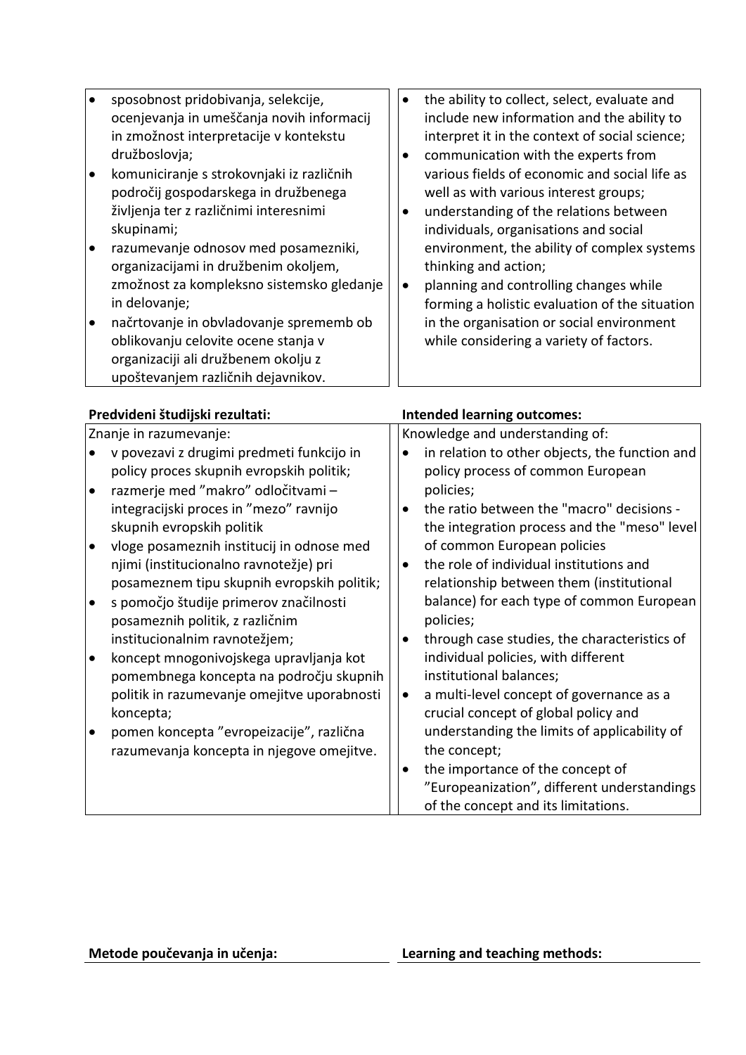| | |
|---|---|
| • sposobnost pridobivanja, selekcije, ocenjevanja in umeščanja novih informacij in zmožnost interpretacije v kontekstu družboslovja;<br>• komuniciranje s strokovnjaki iz različnih področij gospodarskega in družbenega življenja ter z različnimi interesnimi skupinami;<br>• razumevanje odnosov med posamezniki, organizacijami in družbenim okoljem, zmožnost za kompleksno sistemsko gledanje in delovanje;<br>• načrtovanje in obvladovanje sprememb ob oblikovanju celovite ocene stanja v organizaciji ali družbenem okolju z upoštevanjem različnih dejavnikov. | • the ability to collect, select, evaluate and include new information and the ability to interpret it in the context of social science;<br>• communication with the experts from various fields of economic and social life as well as with various interest groups;<br>• understanding of the relations between individuals, organisations and social environment, the ability of complex systems thinking and action;<br>• planning and controlling changes while forming a holistic evaluation of the situation in the organisation or social environment while considering a variety of factors. |

| **Predvideni študijski rezultati:** | **Intended learning outcomes:** |
|---|---|
| Znanje in razumevanje:<br>• v povezavi z drugimi predmeti funkcijo in policy proces skupnih evropskih politik;<br>• razmerje med "makro" odločitvami – integracijski proces in "mezo" ravnijo skupnih evropskih politik<br>• vloge posameznih institucij in odnose med njimi (institucionalno ravnotežje) pri posameznem tipu skupnih evropskih politik;<br>• s pomočjo študije primerov značilnosti posameznih politik, z različnim institucionalnim ravnotežjem;<br>• koncept mnogonivojskega upravljanja kot pomembnega koncepta na področju skupnih politik in razumevanje omejitve uporabnosti koncepta;<br>• pomen koncepta "evropeizacije", različna razumevanja koncepta in njegove omejitve. | Knowledge and understanding of:<br>• in relation to other objects, the function and policy process of common European policies;<br>• the ratio between the "macro" decisions - the integration process and the "meso" level of common European policies<br>• the role of individual institutions and relationship between them (institutional balance) for each type of common European policies;<br>• through case studies, the characteristics of individual policies, with different institutional balances;<br>• a multi-level concept of governance as a crucial concept of global policy and understanding the limits of applicability of the concept;<br>• the importance of the concept of "Europeanization", different understandings of the concept and its limitations. |

| **Metode poučevanja in učenja:** | **Learning and teaching methods:** |
|---|---|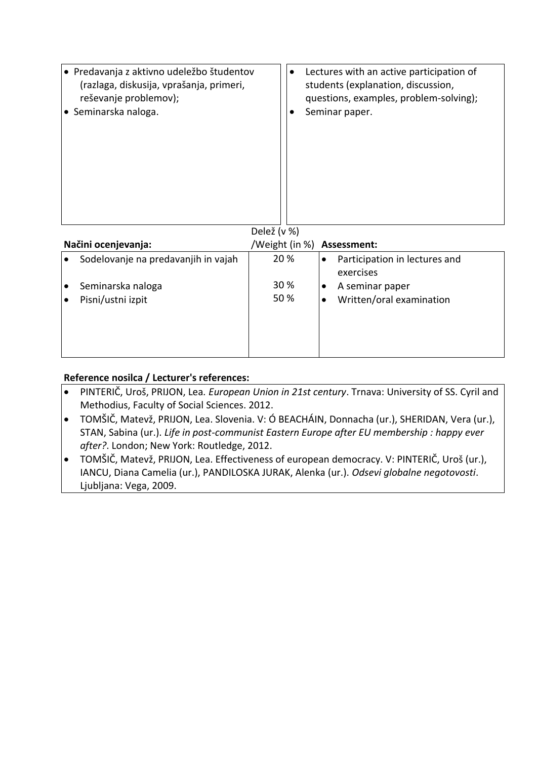| | |
|---|---|
| • Predavanja z aktivno udeležbo študentov (razlaga, diskusija, vprašanja, primeri, reševanje problemov);<br>• Seminarska naloga. | • Lectures with an active participation of students (explanation, discussion, questions, examples, problem-solving);<br>• Seminar paper. |

| Načini ocenjevanja: | Delež (v %) /Weight (in %) | Assessment: |
|---|---|---|
| • Sodelovanje na predavanjih in vajah | 20 % | • Participation in lectures and exercises |
| • Seminarska naloga | 30 % | • A seminar paper |
| • Pisni/ustni izpit | 50 % | • Written/oral examination |

**Reference nosilca / Lecturer's references:**

- PINTERIČ, Uroš, PRIJON, Lea. *European Union in 21st century*. Trnava: University of SS. Cyril and Methodius, Faculty of Social Sciences. 2012.
- TOMŠIČ, Matevž, PRIJON, Lea. Slovenia. V: Ó BEACHÁIN, Donnacha (ur.), SHERIDAN, Vera (ur.), STAN, Sabina (ur.). *Life in post-communist Eastern Europe after EU membership : happy ever after?*. London; New York: Routledge, 2012.
- TOMŠIČ, Matevž, PRIJON, Lea. Effectiveness of european democracy. V: PINTERIČ, Uroš (ur.), IANCU, Diana Camelia (ur.), PANDILOSKA JURAK, Alenka (ur.). *Odsevi globalne negotovosti*. Ljubljana: Vega, 2009.